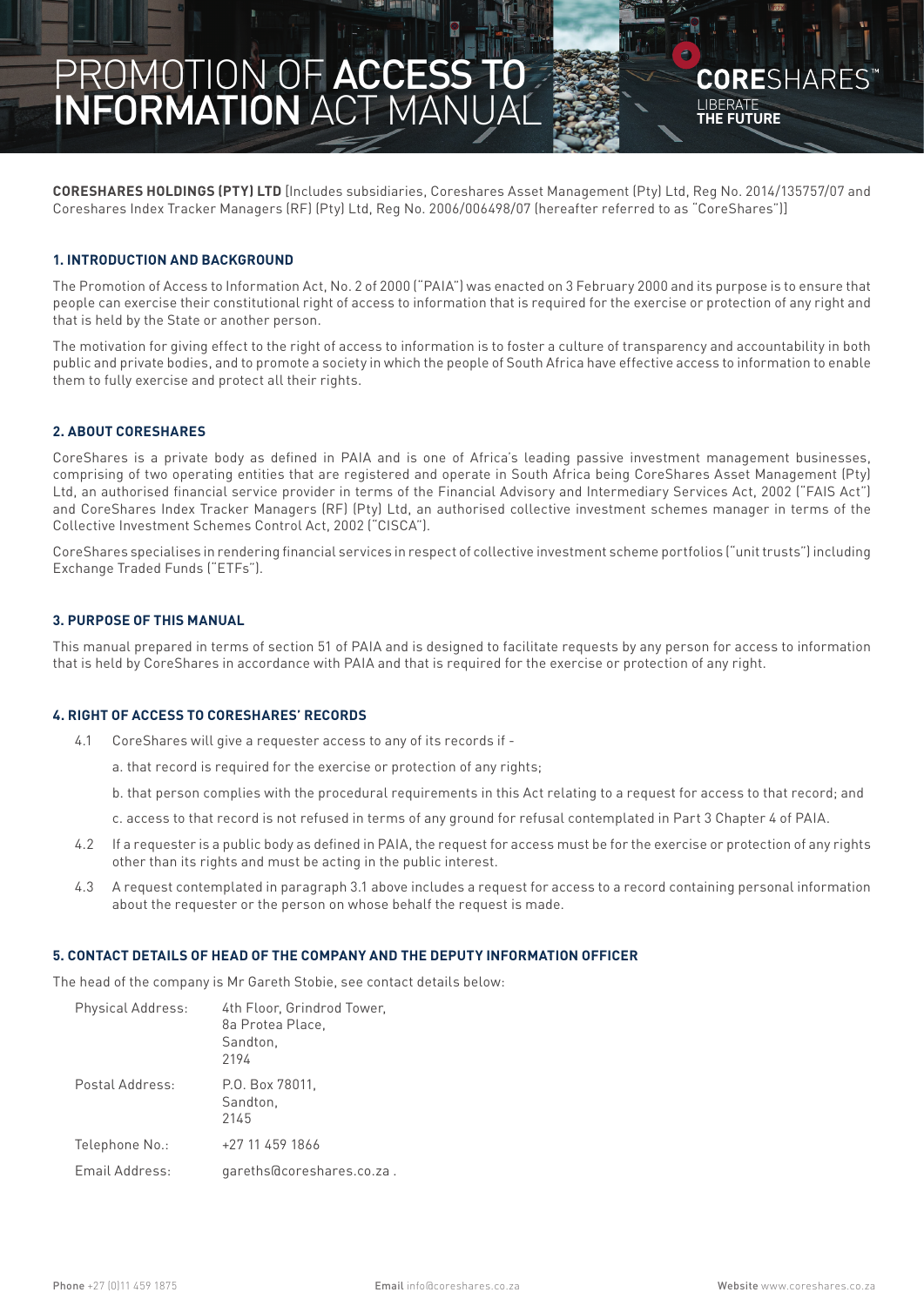# PROMOTION OF ACCESS TO INFORMATION ACT MANUAL

**CORESHARES HOLDINGS (PTY) LTD** [Includes subsidiaries, Coreshares Asset Management (Pty) Ltd, Reg No. 2014/135757/07 and Coreshares Index Tracker Managers (RF) (Pty) Ltd, Reg No. 2006/006498/07 (hereafter referred to as "CoreShares")]

### 1. INTRODUCTION AND BACKGROUND

The Promotion of Access to Information Act, No. 2 of 2000 ("PAIA") was enacted on 3 February 2000 and its purpose is to ensure that people can exercise their constitutional right of access to information that is required for the exercise or protection of any right and that is held by the State or another person.

The motivation for giving effect to the right of access to information is to foster a culture of transparency and accountability in both public and private bodies, and to promote a society in which the people of South Africa have effective access to information to enable them to fully exercise and protect all their rights.

### 2. ABOUT CORESHARES

CoreShares is a private body as defined in PAIA and is one of Africa's leading passive investment management businesses, comprising of two operating entities that are registered and operate in South Africa being CoreShares Asset Management (Pty) Ltd, an authorised financial service provider in terms of the Financial Advisory and Intermediary Services Act, 2002 ("FAIS Act") and CoreShares Index Tracker Managers (RF) (Pty) Ltd, an authorised collective investment schemes manager in terms of the Collective Investment Schemes Control Act, 2002 ("CISCA").

CoreShares specialises in rendering financial services in respect of collective investment scheme portfolios ("unit trusts") including Exchange Traded Funds ("ETFs").

### 3. PURPOSE OF THIS MANUAL

This manual prepared in terms of section 51 of PAIA and is designed to facilitate requests by any person for access to information that is held by CoreShares in accordance with PAIA and that is required for the exercise or protection of any right.

### 4. RIGHT OF ACCESS TO CORESHARES' RECORDS

4.1 CoreShares will give a requester access to any of its records if -

a. that record is required for the exercise or protection of any rights;

b. that person complies with the procedural requirements in this Act relating to a request for access to that record; and

c. access to that record is not refused in terms of any ground for refusal contemplated in Part 3 Chapter 4 of PAIA.

4.2 If a requester is a public body as defined in PAIA, the request for access must be for the exercise or protection of any rights other than its rights and must be acting in the public interest.

4.3 A request contemplated in paragraph 3.1 above includes a request for access to a record containing personal information about the requester or the person on whose behalf the request is made.

### 5. CONTACT DETAILS OF HEAD OF THE COMPANY AND THE DEPUTY INFORMATION OFFICER

The head of the company is Mr Gareth Stobie, see contact details below:

| | |
|---|---|
| Physical Address: | 4th Floor, Grindrod Tower,<br>8a Protea Place,<br>Sandton,<br>2194 |
| Postal Address: | P.O. Box 78011,<br>Sandton,<br>2145 |
| Telephone No.: | +27 11 459 1866 |
| Email Address: | gareths@coreshares.co.za . |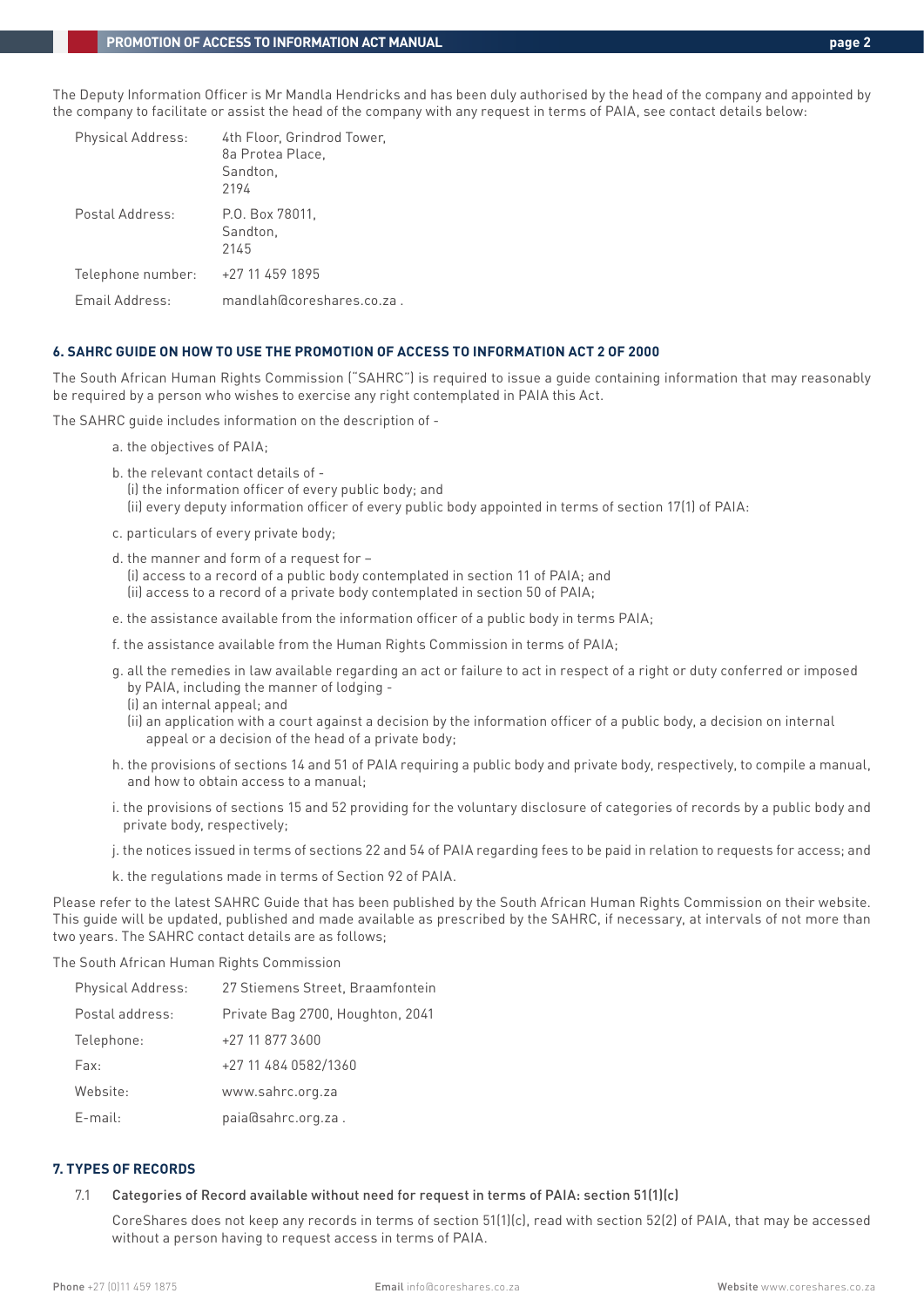The Deputy Information Officer is Mr Mandla Hendricks and has been duly authorised by the head of the company and appointed by the company to facilitate or assist the head of the company with any request in terms of PAIA, see contact details below:

| | |
|---|---|
| Physical Address: | 4th Floor, Grindrod Tower, 8a Protea Place, Sandton, 2194 |
| Postal Address: | P.O. Box 78011, Sandton, 2145 |
| Telephone number: | +27 11 459 1895 |
| Email Address: | mandlah@coreshares.co.za . |

### 6. SAHRC GUIDE ON HOW TO USE THE PROMOTION OF ACCESS TO INFORMATION ACT 2 OF 2000

The South African Human Rights Commission ("SAHRC") is required to issue a guide containing information that may reasonably be required by a person who wishes to exercise any right contemplated in PAIA this Act.

The SAHRC guide includes information on the description of -

a. the objectives of PAIA;

b. the relevant contact details of -
   (i) the information officer of every public body; and
   (ii) every deputy information officer of every public body appointed in terms of section 17(1) of PAIA:

c. particulars of every private body;

d. the manner and form of a request for –
   (i) access to a record of a public body contemplated in section 11 of PAIA; and
   (ii) access to a record of a private body contemplated in section 50 of PAIA;

e. the assistance available from the information officer of a public body in terms PAIA;

f. the assistance available from the Human Rights Commission in terms of PAIA;

g. all the remedies in law available regarding an act or failure to act in respect of a right or duty conferred or imposed by PAIA, including the manner of lodging -
   (i) an internal appeal; and
   (ii) an application with a court against a decision by the information officer of a public body, a decision on internal appeal or a decision of the head of a private body;

h. the provisions of sections 14 and 51 of PAIA requiring a public body and private body, respectively, to compile a manual, and how to obtain access to a manual;

i. the provisions of sections 15 and 52 providing for the voluntary disclosure of categories of records by a public body and private body, respectively;

j. the notices issued in terms of sections 22 and 54 of PAIA regarding fees to be paid in relation to requests for access; and

k. the regulations made in terms of Section 92 of PAIA.

Please refer to the latest SAHRC Guide that has been published by the South African Human Rights Commission on their website. This guide will be updated, published and made available as prescribed by the SAHRC, if necessary, at intervals of not more than two years. The SAHRC contact details are as follows;

The South African Human Rights Commission

| | |
|---|---|
| Physical Address: | 27 Stiemens Street, Braamfontein |
| Postal address: | Private Bag 2700, Houghton, 2041 |
| Telephone: | +27 11 877 3600 |
| Fax: | +27 11 484 0582/1360 |
| Website: | www.sahrc.org.za |
| E-mail: | paia@sahrc.org.za . |

### 7. TYPES OF RECORDS

7.1 Categories of Record available without need for request in terms of PAIA: section 51(1)(c)

CoreShares does not keep any records in terms of section 51(1)(c), read with section 52(2) of PAIA, that may be accessed without a person having to request access in terms of PAIA.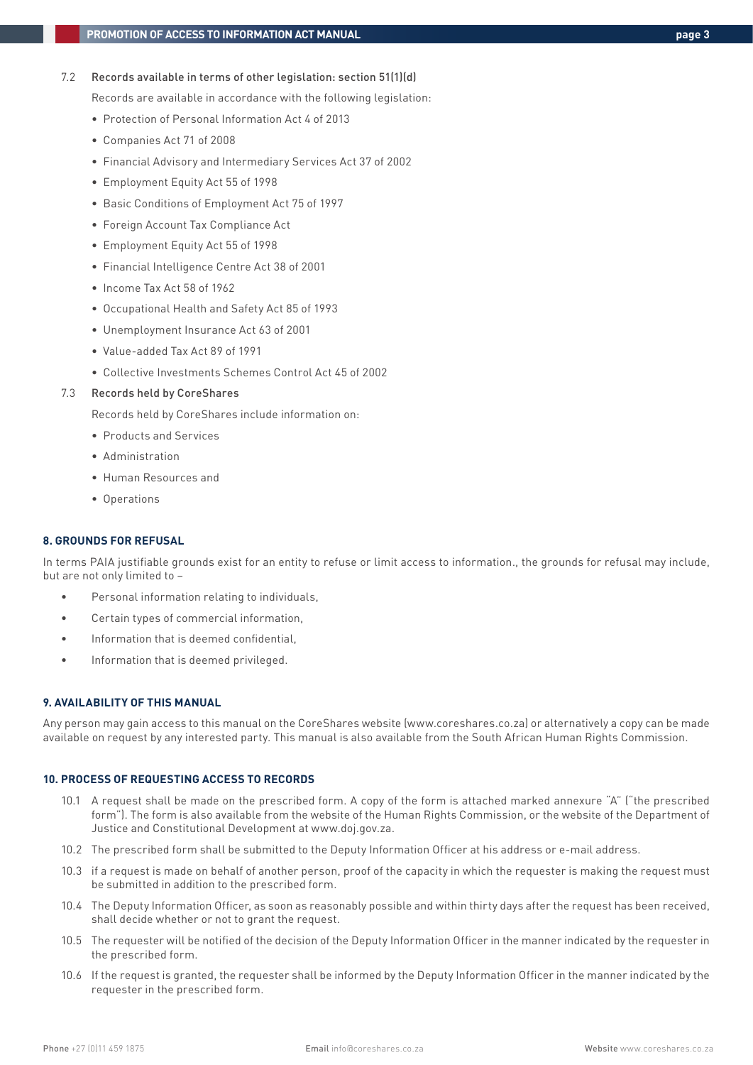7.2 Records available in terms of other legislation: section 51(1)(d)

Records are available in accordance with the following legislation:

- Protection of Personal Information Act 4 of 2013
- Companies Act 71 of 2008
- Financial Advisory and Intermediary Services Act 37 of 2002
- Employment Equity Act 55 of 1998
- Basic Conditions of Employment Act 75 of 1997
- Foreign Account Tax Compliance Act
- Employment Equity Act 55 of 1998
- Financial Intelligence Centre Act 38 of 2001
- Income Tax Act 58 of 1962
- Occupational Health and Safety Act 85 of 1993
- Unemployment Insurance Act 63 of 2001
- Value-added Tax Act 89 of 1991
- Collective Investments Schemes Control Act 45 of 2002

7.3 Records held by CoreShares

Records held by CoreShares include information on:

- Products and Services
- Administration
- Human Resources and
- Operations

## 8. GROUNDS FOR REFUSAL

In terms PAIA justifiable grounds exist for an entity to refuse or limit access to information., the grounds for refusal may include, but are not only limited to –

- Personal information relating to individuals,
- Certain types of commercial information,
- Information that is deemed confidential,
- Information that is deemed privileged.

## 9. AVAILABILITY OF THIS MANUAL

Any person may gain access to this manual on the CoreShares website (www.coreshares.co.za) or alternatively a copy can be made available on request by any interested party. This manual is also available from the South African Human Rights Commission.

## 10. PROCESS OF REQUESTING ACCESS TO RECORDS

10.1 A request shall be made on the prescribed form. A copy of the form is attached marked annexure "A" ("the prescribed form"). The form is also available from the website of the Human Rights Commission, or the website of the Department of Justice and Constitutional Development at www.doj.gov.za.

10.2 The prescribed form shall be submitted to the Deputy Information Officer at his address or e-mail address.

10.3 if a request is made on behalf of another person, proof of the capacity in which the requester is making the request must be submitted in addition to the prescribed form.

10.4 The Deputy Information Officer, as soon as reasonably possible and within thirty days after the request has been received, shall decide whether or not to grant the request.

10.5 The requester will be notified of the decision of the Deputy Information Officer in the manner indicated by the requester in the prescribed form.

10.6 If the request is granted, the requester shall be informed by the Deputy Information Officer in the manner indicated by the requester in the prescribed form.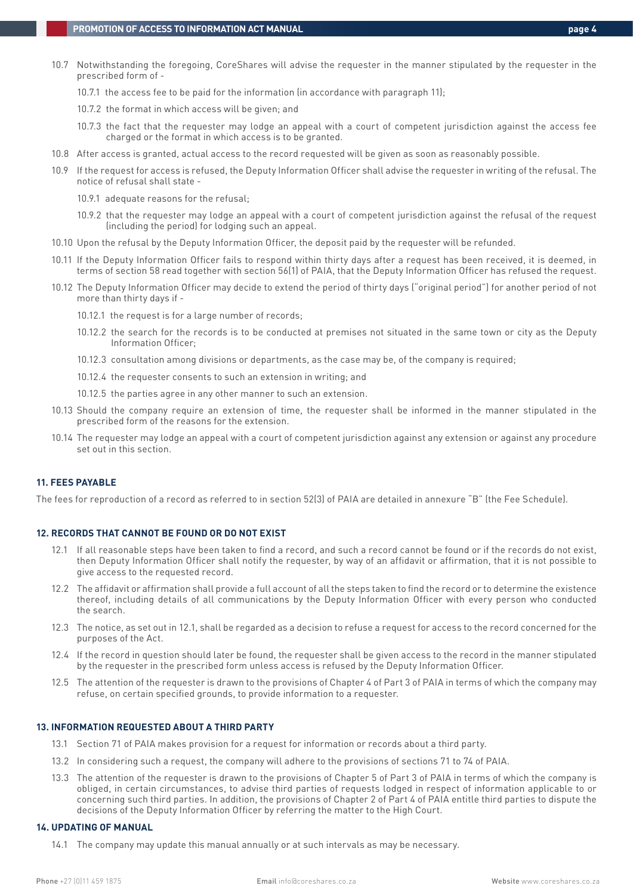10.7 Notwithstanding the foregoing, CoreShares will advise the requester in the manner stipulated by the requester in the prescribed form of -

10.7.1 the access fee to be paid for the information (in accordance with paragraph 11);

10.7.2 the format in which access will be given; and

10.7.3 the fact that the requester may lodge an appeal with a court of competent jurisdiction against the access fee charged or the format in which access is to be granted.

10.8 After access is granted, actual access to the record requested will be given as soon as reasonably possible.

10.9 If the request for access is refused, the Deputy Information Officer shall advise the requester in writing of the refusal. The notice of refusal shall state -

10.9.1 adequate reasons for the refusal;

10.9.2 that the requester may lodge an appeal with a court of competent jurisdiction against the refusal of the request (including the period) for lodging such an appeal.

10.10 Upon the refusal by the Deputy Information Officer, the deposit paid by the requester will be refunded.

10.11 If the Deputy Information Officer fails to respond within thirty days after a request has been received, it is deemed, in terms of section 58 read together with section 56(1) of PAIA, that the Deputy Information Officer has refused the request.

10.12 The Deputy Information Officer may decide to extend the period of thirty days ("original period") for another period of not more than thirty days if -

10.12.1 the request is for a large number of records;

10.12.2 the search for the records is to be conducted at premises not situated in the same town or city as the Deputy Information Officer;

10.12.3 consultation among divisions or departments, as the case may be, of the company is required;

10.12.4 the requester consents to such an extension in writing; and

10.12.5 the parties agree in any other manner to such an extension.

10.13 Should the company require an extension of time, the requester shall be informed in the manner stipulated in the prescribed form of the reasons for the extension.

10.14 The requester may lodge an appeal with a court of competent jurisdiction against any extension or against any procedure set out in this section.

## 11. FEES PAYABLE

The fees for reproduction of a record as referred to in section 52(3) of PAIA are detailed in annexure "B" (the Fee Schedule).

## 12. RECORDS THAT CANNOT BE FOUND OR DO NOT EXIST

12.1 If all reasonable steps have been taken to find a record, and such a record cannot be found or if the records do not exist, then Deputy Information Officer shall notify the requester, by way of an affidavit or affirmation, that it is not possible to give access to the requested record.

12.2 The affidavit or affirmation shall provide a full account of all the steps taken to find the record or to determine the existence thereof, including details of all communications by the Deputy Information Officer with every person who conducted the search.

12.3 The notice, as set out in 12.1, shall be regarded as a decision to refuse a request for access to the record concerned for the purposes of the Act.

12.4 If the record in question should later be found, the requester shall be given access to the record in the manner stipulated by the requester in the prescribed form unless access is refused by the Deputy Information Officer.

12.5 The attention of the requester is drawn to the provisions of Chapter 4 of Part 3 of PAIA in terms of which the company may refuse, on certain specified grounds, to provide information to a requester.

## 13. INFORMATION REQUESTED ABOUT A THIRD PARTY

13.1 Section 71 of PAIA makes provision for a request for information or records about a third party.

13.2 In considering such a request, the company will adhere to the provisions of sections 71 to 74 of PAIA.

13.3 The attention of the requester is drawn to the provisions of Chapter 5 of Part 3 of PAIA in terms of which the company is obliged, in certain circumstances, to advise third parties of requests lodged in respect of information applicable to or concerning such third parties. In addition, the provisions of Chapter 2 of Part 4 of PAIA entitle third parties to dispute the decisions of the Deputy Information Officer by referring the matter to the High Court.

## 14. UPDATING OF MANUAL

14.1 The company may update this manual annually or at such intervals as may be necessary.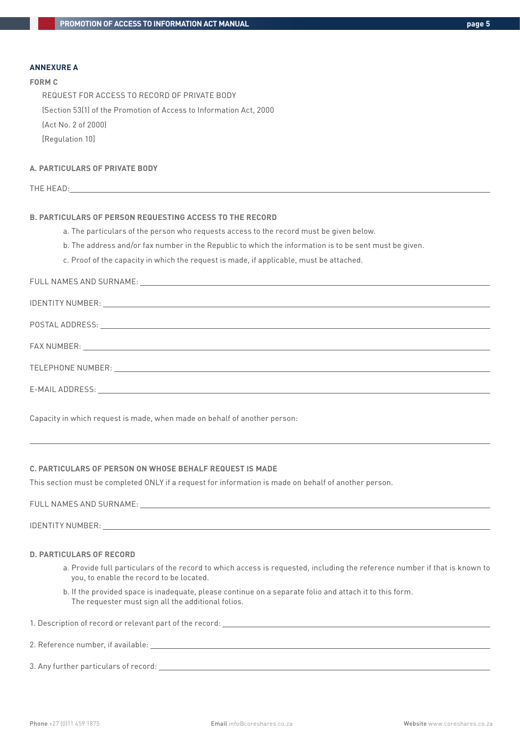## ANNEXURE A

**FORM C**

REQUEST FOR ACCESS TO RECORD OF PRIVATE BODY

(Section 53(1) of the Promotion of Access to Information Act, 2000

(Act No. 2 of 2000)

[Regulation 10]

### A. PARTICULARS OF PRIVATE BODY

THE HEAD: ______________________________

### B. PARTICULARS OF PERSON REQUESTING ACCESS TO THE RECORD

a. The particulars of the person who requests access to the record must be given below.

b. The address and/or fax number in the Republic to which the information is to be sent must be given.

c. Proof of the capacity in which the request is made, if applicable, must be attached.

FULL NAMES AND SURNAME: ______________________________

IDENTITY NUMBER: ______________________________

POSTAL ADDRESS: ______________________________

FAX NUMBER: ______________________________

TELEPHONE NUMBER: ______________________________

E-MAIL ADDRESS: ______________________________

Capacity in which request is made, when made on behalf of another person:

______________________________

### C. PARTICULARS OF PERSON ON WHOSE BEHALF REQUEST IS MADE

This section must be completed ONLY if a request for information is made on behalf of another person.

FULL NAMES AND SURNAME: ______________________________

IDENTITY NUMBER: ______________________________

### D. PARTICULARS OF RECORD

a. Provide full particulars of the record to which access is requested, including the reference number if that is known to you, to enable the record to be located.

b. If the provided space is inadequate, please continue on a separate folio and attach it to this form. The requester must sign all the additional folios.

1. Description of record or relevant part of the record: ______________________________

2. Reference number, if available: ______________________________

3. Any further particulars of record: ______________________________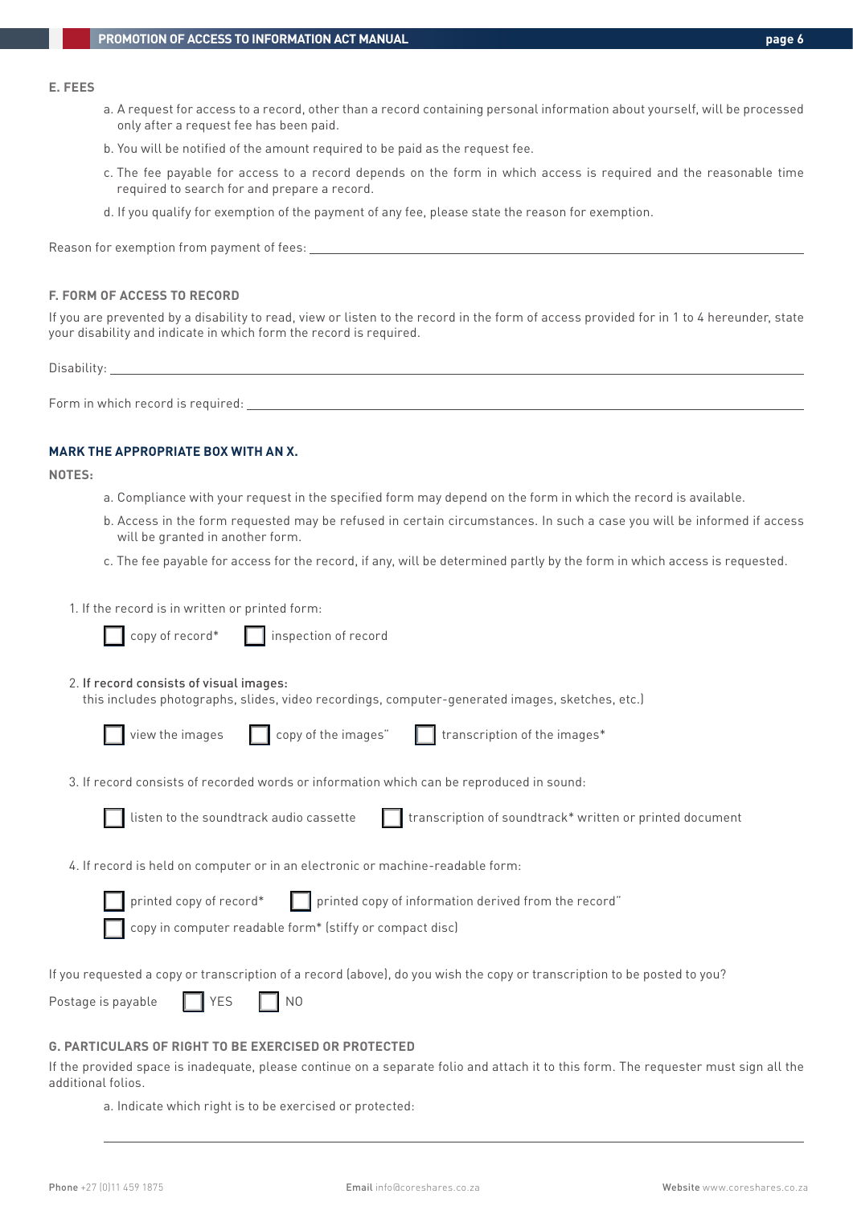### E. FEES

a. A request for access to a record, other than a record containing personal information about yourself, will be processed only after a request fee has been paid.

b. You will be notified of the amount required to be paid as the request fee.

c. The fee payable for access to a record depends on the form in which access is required and the reasonable time required to search for and prepare a record.

d. If you qualify for exemption of the payment of any fee, please state the reason for exemption.

Reason for exemption from payment of fees: ______________________________

### F. FORM OF ACCESS TO RECORD

If you are prevented by a disability to read, view or listen to the record in the form of access provided for in 1 to 4 hereunder, state your disability and indicate in which form the record is required.

Disability: ______________________________

Form in which record is required: ______________________________

**MARK THE APPROPRIATE BOX WITH AN X.**

**NOTES:**

a. Compliance with your request in the specified form may depend on the form in which the record is available.

b. Access in the form requested may be refused in certain circumstances. In such a case you will be informed if access will be granted in another form.

c. The fee payable for access for the record, if any, will be determined partly by the form in which access is requested.

1. If the record is in written or printed form:

   ☐ copy of record* ☐ inspection of record

2. If record consists of visual images:
   this includes photographs, slides, video recordings, computer-generated images, sketches, etc.)

   ☐ view the images ☐ copy of the images" ☐ transcription of the images*

3. If record consists of recorded words or information which can be reproduced in sound:

   ☐ listen to the soundtrack audio cassette ☐ transcription of soundtrack* written or printed document

4. If record is held on computer or in an electronic or machine-readable form:

   ☐ printed copy of record* ☐ printed copy of information derived from the record"
   ☐ copy in computer readable form* (stiffy or compact disc)

If you requested a copy or transcription of a record (above), do you wish the copy or transcription to be posted to you?

Postage is payable ☐ YES ☐ NO

### G. PARTICULARS OF RIGHT TO BE EXERCISED OR PROTECTED

If the provided space is inadequate, please continue on a separate folio and attach it to this form. The requester must sign all the additional folios.

a. Indicate which right is to be exercised or protected:

______________________________

Phone +27 (0)11 459 1875 Email info@coreshares.co.za Website www.coreshares.co.za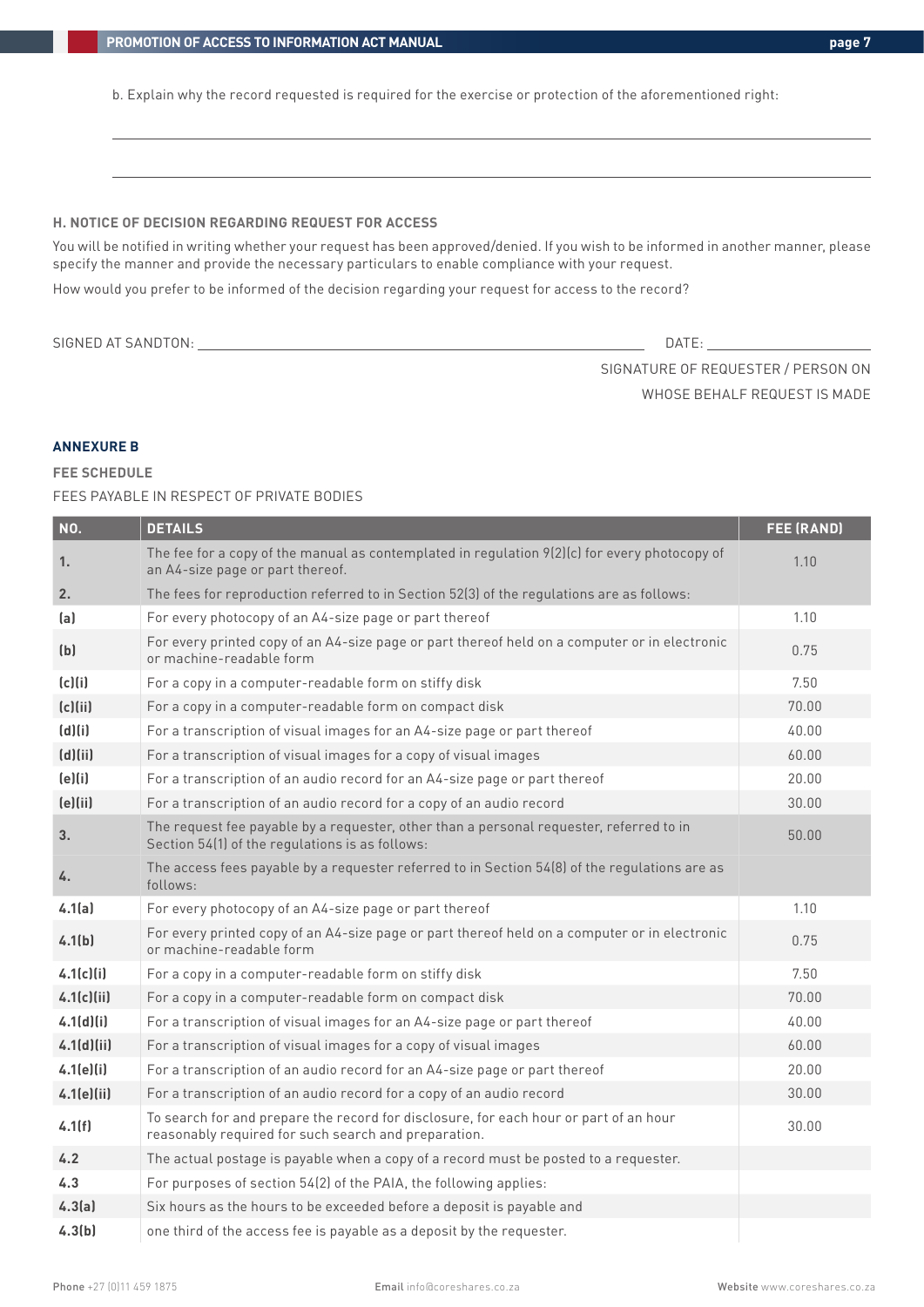b. Explain why the record requested is required for the exercise or protection of the aforementioned right:

_______________________________________________________________________________

_______________________________________________________________________________

**H. NOTICE OF DECISION REGARDING REQUEST FOR ACCESS**

You will be notified in writing whether your request has been approved/denied. If you wish to be informed in another manner, please specify the manner and provide the necessary particulars to enable compliance with your request.

How would you prefer to be informed of the decision regarding your request for access to the record?

SIGNED AT SANDTON: ____________________________________ DATE: ______________

SIGNATURE OF REQUESTER / PERSON ON WHOSE BEHALF REQUEST IS MADE

## ANNEXURE B

**FEE SCHEDULE**

FEES PAYABLE IN RESPECT OF PRIVATE BODIES

| NO. | DETAILS | FEE (RAND) |
|---|---|---|
| **1.** | The fee for a copy of the manual as contemplated in regulation 9(2)(c) for every photocopy of an A4-size page or part thereof. | 1.10 |
| **2.** | The fees for reproduction referred to in Section 52(3) of the regulations are as follows: | |
| **(a)** | For every photocopy of an A4-size page or part thereof | 1.10 |
| **(b)** | For every printed copy of an A4-size page or part thereof held on a computer or in electronic or machine-readable form | 0.75 |
| **(c)(i)** | For a copy in a computer-readable form on stiffy disk | 7.50 |
| **(c)(ii)** | For a copy in a computer-readable form on compact disk | 70.00 |
| **(d)(i)** | For a transcription of visual images for an A4-size page or part thereof | 40.00 |
| **(d)(ii)** | For a transcription of visual images for a copy of visual images | 60.00 |
| **(e)(i)** | For a transcription of an audio record for an A4-size page or part thereof | 20.00 |
| **(e)(ii)** | For a transcription of an audio record for a copy of an audio record | 30.00 |
| **3.** | The request fee payable by a requester, other than a personal requester, referred to in Section 54(1) of the regulations is as follows: | 50.00 |
| **4.** | The access fees payable by a requester referred to in Section 54(8) of the regulations are as follows: | |
| **4.1(a)** | For every photocopy of an A4-size page or part thereof | 1.10 |
| **4.1(b)** | For every printed copy of an A4-size page or part thereof held on a computer or in electronic or machine-readable form | 0.75 |
| **4.1(c)(i)** | For a copy in a computer-readable form on stiffy disk | 7.50 |
| **4.1(c)(ii)** | For a copy in a computer-readable form on compact disk | 70.00 |
| **4.1(d)(i)** | For a transcription of visual images for an A4-size page or part thereof | 40.00 |
| **4.1(d)(ii)** | For a transcription of visual images for a copy of visual images | 60.00 |
| **4.1(e)(i)** | For a transcription of an audio record for an A4-size page or part thereof | 20.00 |
| **4.1(e)(ii)** | For a transcription of an audio record for a copy of an audio record | 30.00 |
| **4.1(f)** | To search for and prepare the record for disclosure, for each hour or part of an hour reasonably required for such search and preparation. | 30.00 |
| **4.2** | The actual postage is payable when a copy of a record must be posted to a requester. | |
| **4.3** | For purposes of section 54(2) of the PAIA, the following applies: | |
| **4.3(a)** | Six hours as the hours to be exceeded before a deposit is payable and | |
| **4.3(b)** | one third of the access fee is payable as a deposit by the requester. | |